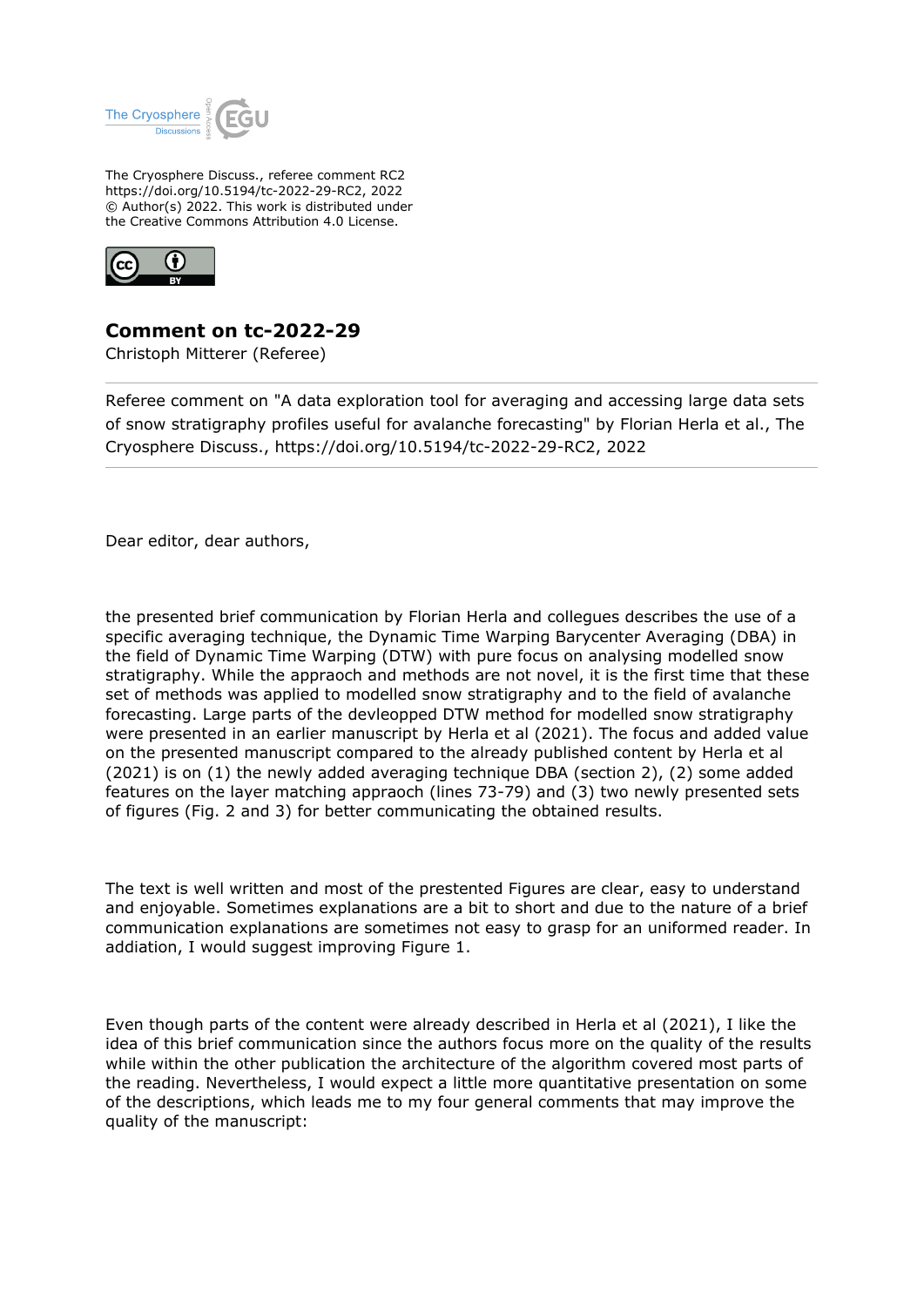The Cryosphere Discuss., referee comment RC2
https://doi.org/10.5194/tc-2022-29-RC2, 2022
© Author(s) 2022. This work is distributed under
the Creative Commons Attribution 4.0 License.

# Comment on tc-2022-29

Christoph Mitterer (Referee)

---

Referee comment on "A data exploration tool for averaging and accessing large data sets of snow stratigraphy profiles useful for avalanche forecasting" by Florian Herla et al., The Cryosphere Discuss., https://doi.org/10.5194/tc-2022-29-RC2, 2022

---

Dear editor, dear authors,

the presented brief communication by Florian Herla and collegues describes the use of a specific averaging technique, the Dynamic Time Warping Barycenter Averaging (DBA) in the field of Dynamic Time Warping (DTW) with pure focus on analysing modelled snow stratigraphy. While the appraoch and methods are not novel, it is the first time that these set of methods was applied to modelled snow stratigraphy and to the field of avalanche forecasting. Large parts of the devleopped DTW method for modelled snow stratigraphy were presented in an earlier manuscript by Herla et al (2021). The focus and added value on the presented manuscript compared to the already published content by Herla et al (2021) is on (1) the newly added averaging technique DBA (section 2), (2) some added features on the layer matching appraoch (lines 73-79) and (3) two newly presented sets of figures (Fig. 2 and 3) for better communicating the obtained results.

The text is well written and most of the prestented Figures are clear, easy to understand and enjoyable. Sometimes explanations are a bit to short and due to the nature of a brief communication explanations are sometimes not easy to grasp for an uformed reader. In addiation, I would suggest improving Figure 1.

Even though parts of the content were already described in Herla et al (2021), I like the idea of this brief communication since the authors focus more on the quality of the results while within the other publication the architecture of the algorithm covered most parts of the reading. Nevertheless, I would expect a little more quantitative presentation on some of the descriptions, which leads me to my four general comments that may improve the quality of the manuscript: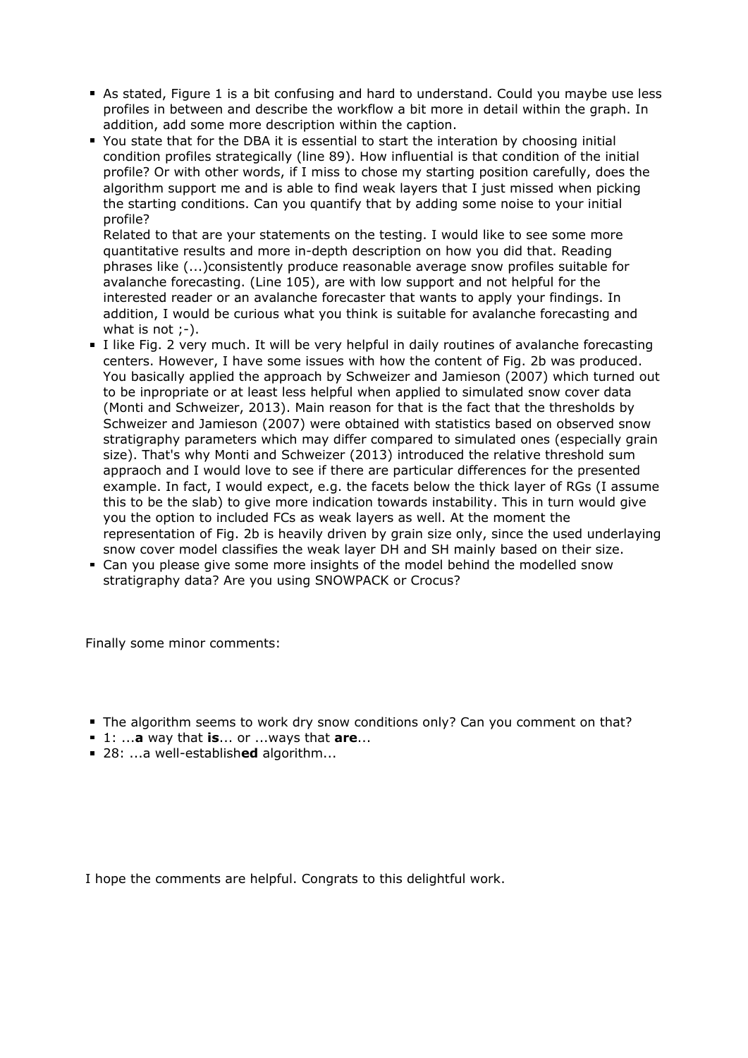- As stated, Figure 1 is a bit confusing and hard to understand. Could you maybe use less profiles in between and describe the workflow a bit more in detail within the graph. In addition, add some more description within the caption.
- You state that for the DBA it is essential to start the interation by choosing initial condition profiles strategically (line 89). How influential is that condition of the initial profile? Or with other words, if I miss to chose my starting position carefully, does the algorithm support me and is able to find weak layers that I just missed when picking the starting conditions. Can you quantify that by adding some noise to your initial profile?
  Related to that are your statements on the testing. I would like to see some more quantitative results and more in-depth description on how you did that. Reading phrases like (...)consistently produce reasonable average snow profiles suitable for avalanche forecasting. (Line 105), are with low support and not helpful for the interested reader or an avalanche forecaster that wants to apply your findings. In addition, I would be curious what you think is suitable for avalanche forecasting and what is not ;-).
- I like Fig. 2 very much. It will be very helpful in daily routines of avalanche forecasting centers. However, I have some issues with how the content of Fig. 2b was produced. You basically applied the approach by Schweizer and Jamieson (2007) which turned out to be inpropriate or at least less helpful when applied to simulated snow cover data (Monti and Schweizer, 2013). Main reason for that is the fact that the thresholds by Schweizer and Jamieson (2007) were obtained with statistics based on observed snow stratigraphy parameters which may differ compared to simulated ones (especially grain size). That's why Monti and Schweizer (2013) introduced the relative threshold sum appraoch and I would love to see if there are particular differences for the presented example. In fact, I would expect, e.g. the facets below the thick layer of RGs (I assume this to be the slab) to give more indication towards instability. This in turn would give you the option to included FCs as weak layers as well. At the moment the representation of Fig. 2b is heavily driven by grain size only, since the used underlaying snow cover model classifies the weak layer DH and SH mainly based on their size.
- Can you please give some more insights of the model behind the modelled snow stratigraphy data? Are you using SNOWPACK or Crocus?

Finally some minor comments:

- The algorithm seems to work dry snow conditions only? Can you comment on that?
- 1: ...**a** way that **is**... or ...ways that **are**...
- 28: ...a well-establish**ed** algorithm...

I hope the comments are helpful. Congrats to this delightful work.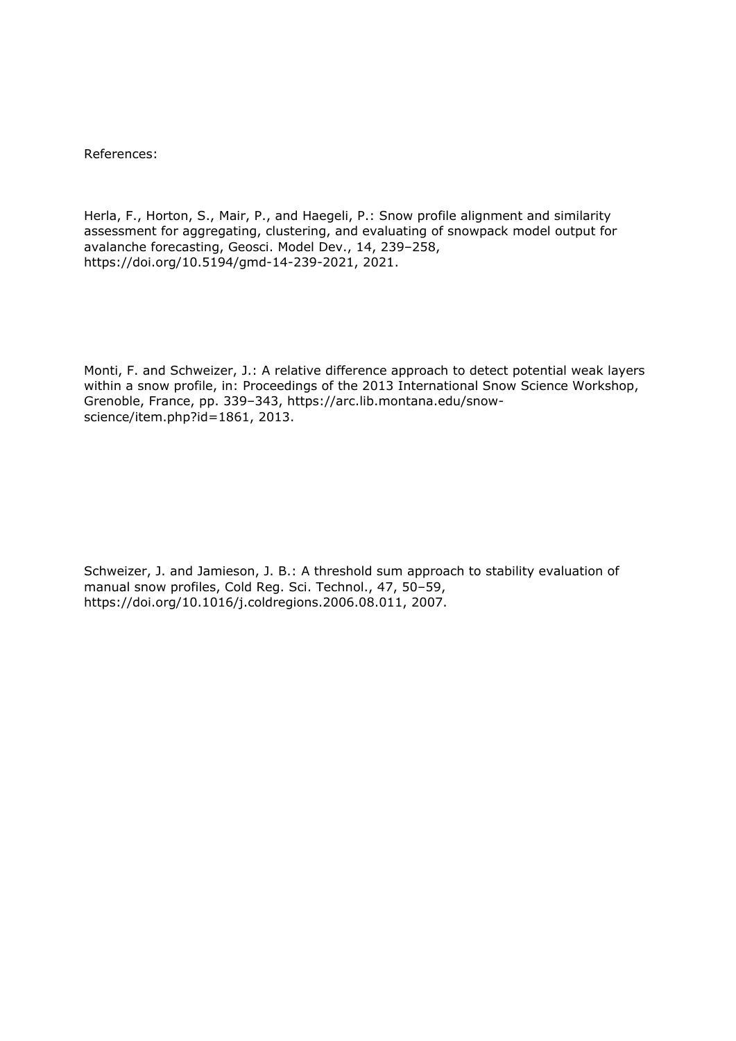References:

Herla, F., Horton, S., Mair, P., and Haegeli, P.: Snow profile alignment and similarity assessment for aggregating, clustering, and evaluating of snowpack model output for avalanche forecasting, Geosci. Model Dev., 14, 239–258, https://doi.org/10.5194/gmd-14-239-2021, 2021.

Monti, F. and Schweizer, J.: A relative difference approach to detect potential weak layers within a snow profile, in: Proceedings of the 2013 International Snow Science Workshop, Grenoble, France, pp. 339–343, https://arc.lib.montana.edu/snow-science/item.php?id=1861, 2013.

Schweizer, J. and Jamieson, J. B.: A threshold sum approach to stability evaluation of manual snow profiles, Cold Reg. Sci. Technol., 47, 50–59, https://doi.org/10.1016/j.coldregions.2006.08.011, 2007.